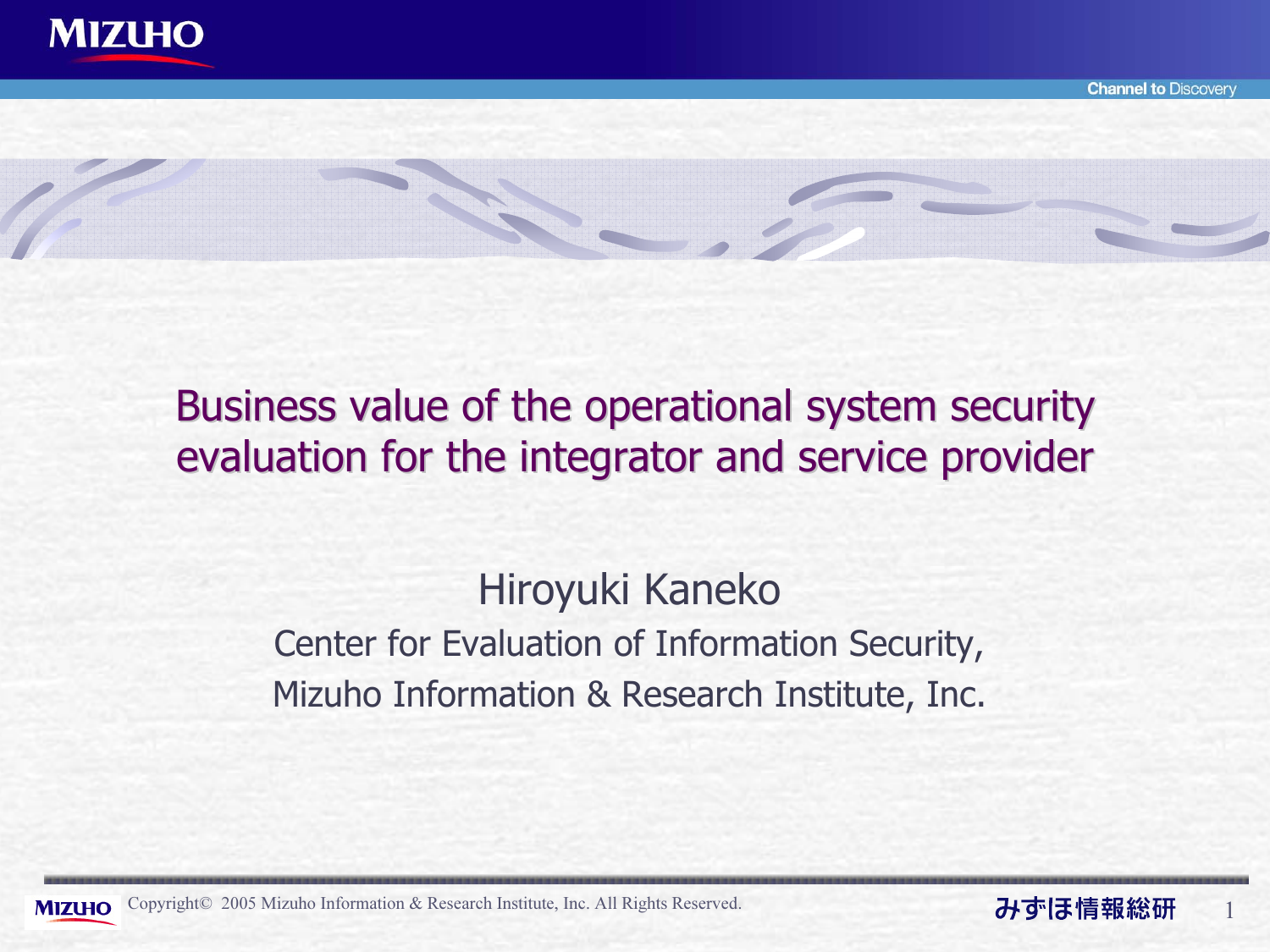# Business value of the operational system security evaluation for the integrator and service provider

Hiroyuki Kaneko

Center for Evaluation of Information Security,

Mizuho Information & Research Institute, Inc.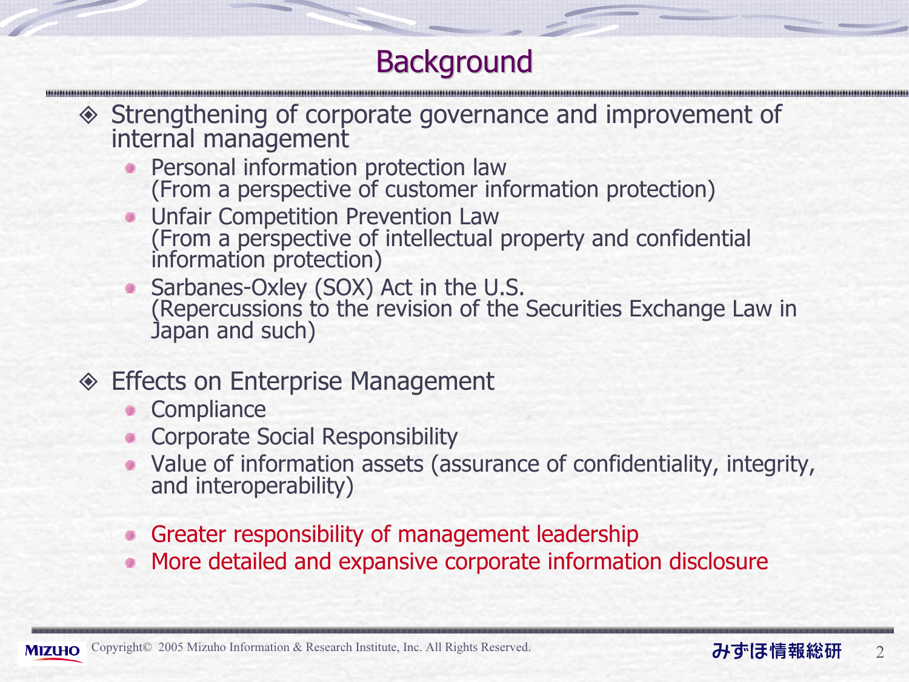# Background

- Strengthening of corporate governance and improvement of internal management
  - Personal information protection law
    (From a perspective of customer information protection)
  - Unfair Competition Prevention Law
    (From a perspective of intellectual property and confidential information protection)
  - Sarbanes-Oxley (SOX) Act in the U.S.
    (Repercussions to the revision of the Securities Exchange Law in Japan and such)

- Effects on Enterprise Management
  - Compliance
  - Corporate Social Responsibility
  - Value of information assets (assurance of confidentiality, integrity, and interoperability)

  - Greater responsibility of management leadership
  - More detailed and expansive corporate information disclosure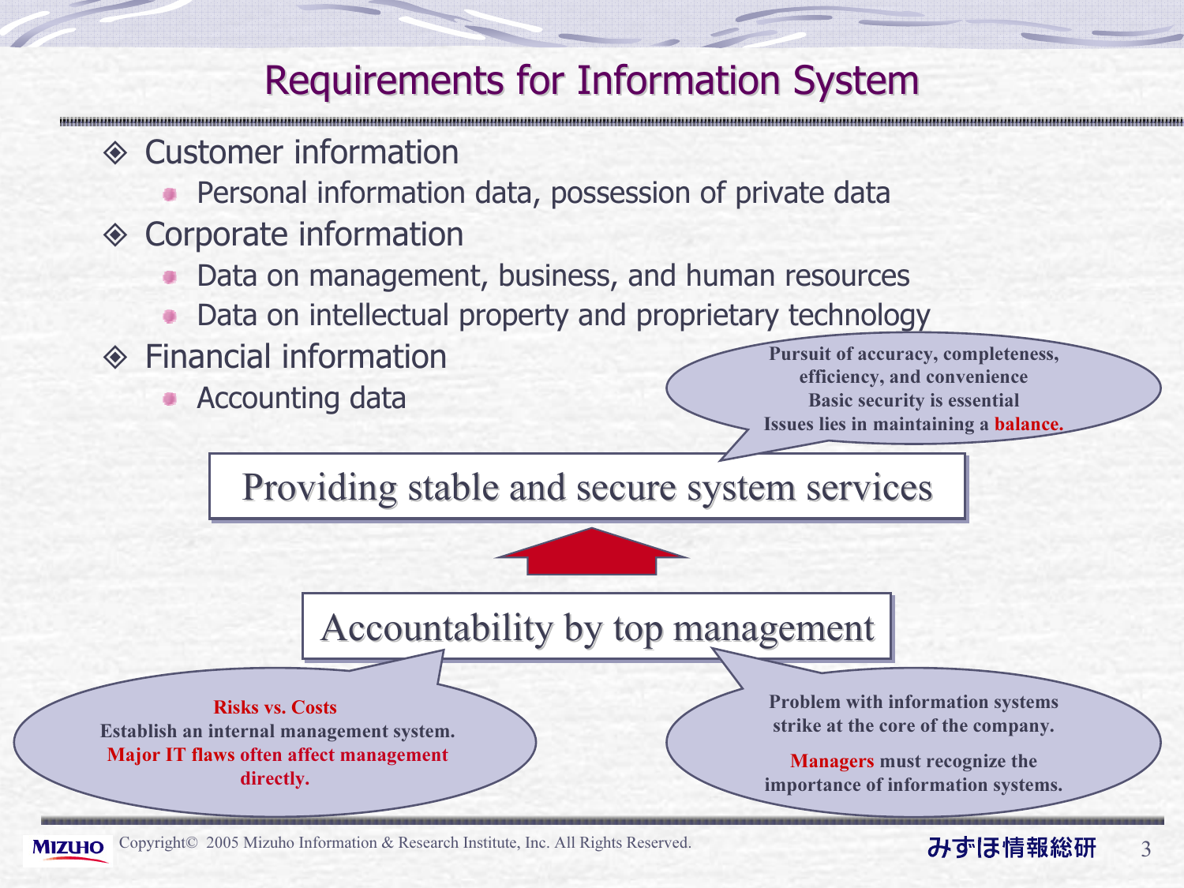# Requirements for Information System

- Customer information
  - Personal information data, possession of private data
- Corporate information
  - Data on management, business, and human resources
  - Data on intellectual property and proprietary technology
- Financial information
  - Accounting data

Pursuit of accuracy, completeness, efficiency, and convenience
Basic security is essential
Issues lies in maintaining a **balance.**

**Providing stable and secure system services**

**Accountability by top management**

**Risks vs. Costs**
Establish an internal management system.
**Major IT flaws often affect management directly.**

Problem with information systems strike at the core of the company.

**Managers** must recognize the importance of information systems.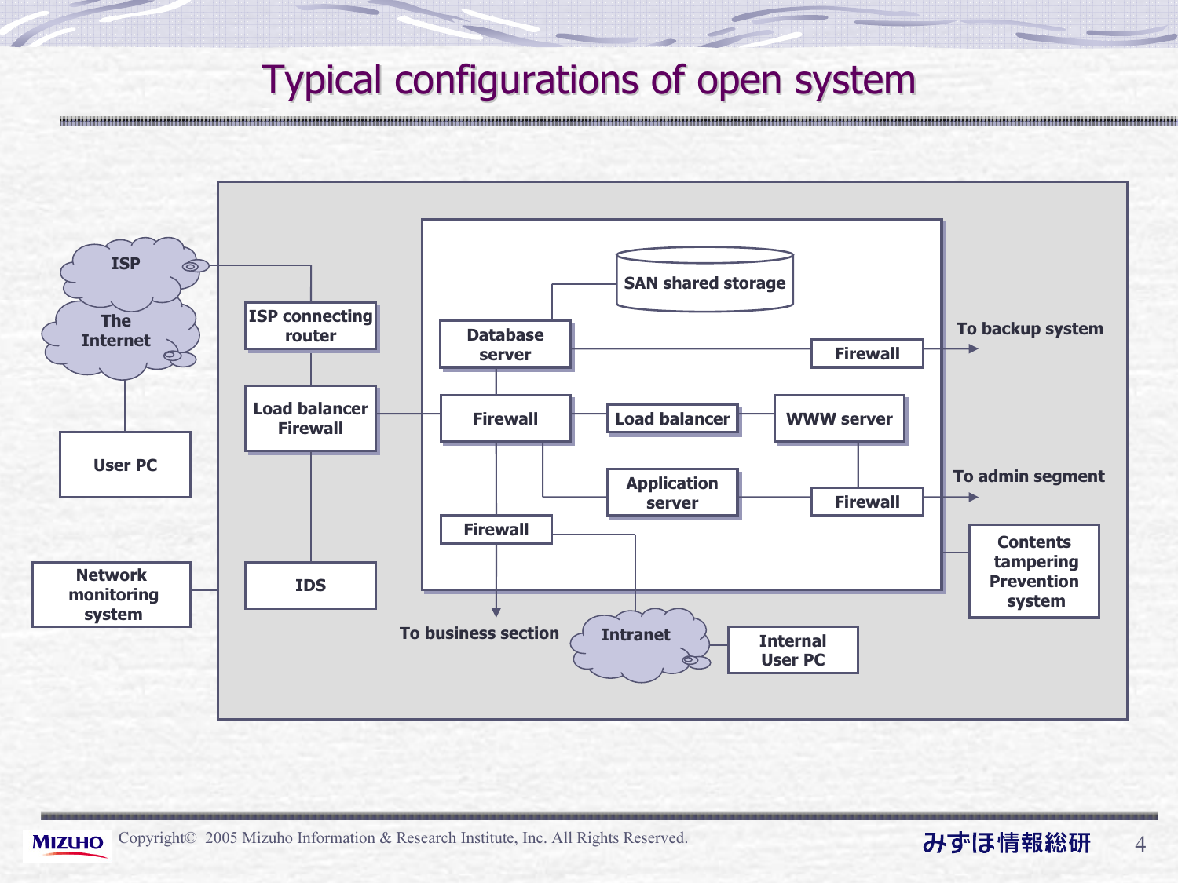# Typical configurations of open system

ISP

The Internet

User PC

Network monitoring system

ISP connecting router

Load balancer Firewall

IDS

SAN shared storage

Database server

Firewall

To backup system

Firewall

Load balancer

WWW server

Application server

Firewall

To admin segment

Firewall

Contents tampering Prevention system

To business section

Intranet

Internal User PC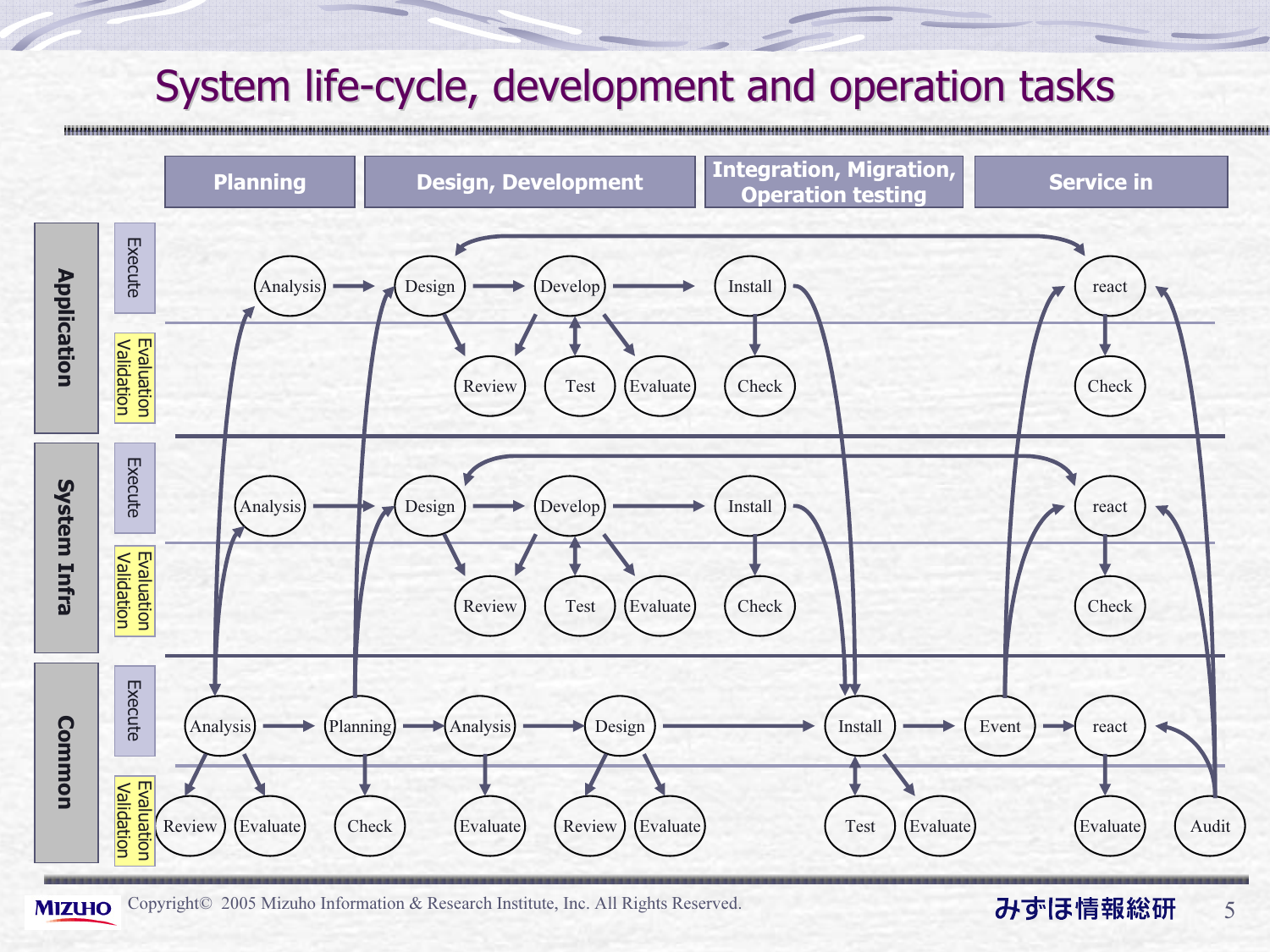# System life-cycle, development and operation tasks

| | | Planning | Design, Development | Integration, Migration, Operation testing | Service in |
|---|---|---|---|---|---|
| Application | Execute | Analysis | Design → Develop | Install | react |
| | Evaluation Validation | | Review, Test, Evaluate | Check | Check |
| System Infra | Execute | Analysis | Design → Develop | Install | react |
| | Evaluation Validation | | Review, Test, Evaluate | Check | Check |
| Common | Execute | Analysis → Planning | Analysis → Design | Install | Event → react |
| | Evaluation Validation | Review, Evaluate, Check | Evaluate, Review, Evaluate | Test, Evaluate | Evaluate, Audit |

Copyright© 2005 Mizuho Information & Research Institute, Inc. All Rights Reserved.

みずほ情報総研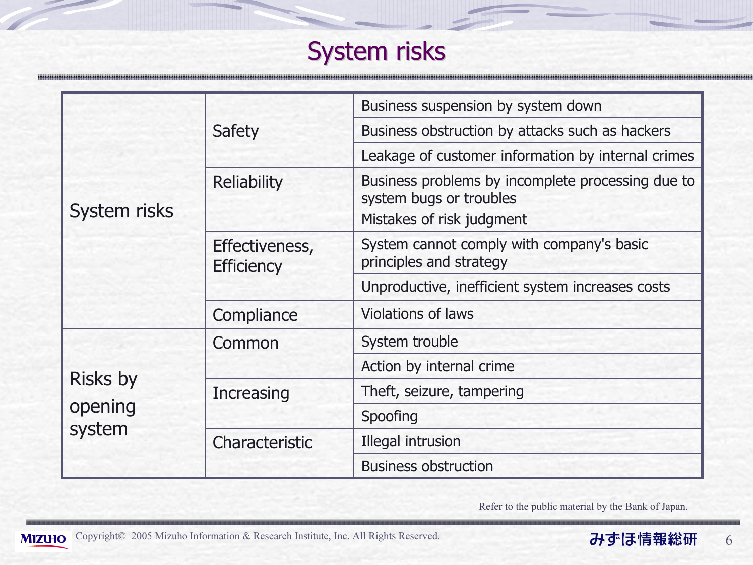# System risks

| | | |
|---|---|---|
| System risks | Safety | Business suspension by system down |
| | | Business obstruction by attacks such as hackers |
| | | Leakage of customer information by internal crimes |
| | Reliability | Business problems by incomplete processing due to system bugs or troubles<br>Mistakes of risk judgment |
| | Effectiveness, Efficiency | System cannot comply with company's basic principles and strategy |
| | | Unproductive, inefficient system increases costs |
| | Compliance | Violations of laws |
| Risks by opening system | Common | System trouble |
| | | Action by internal crime |
| | Increasing | Theft, seizure, tampering |
| | | Spoofing |
| | Characteristic | Illegal intrusion |
| | | Business obstruction |

Refer to the public material by the Bank of Japan.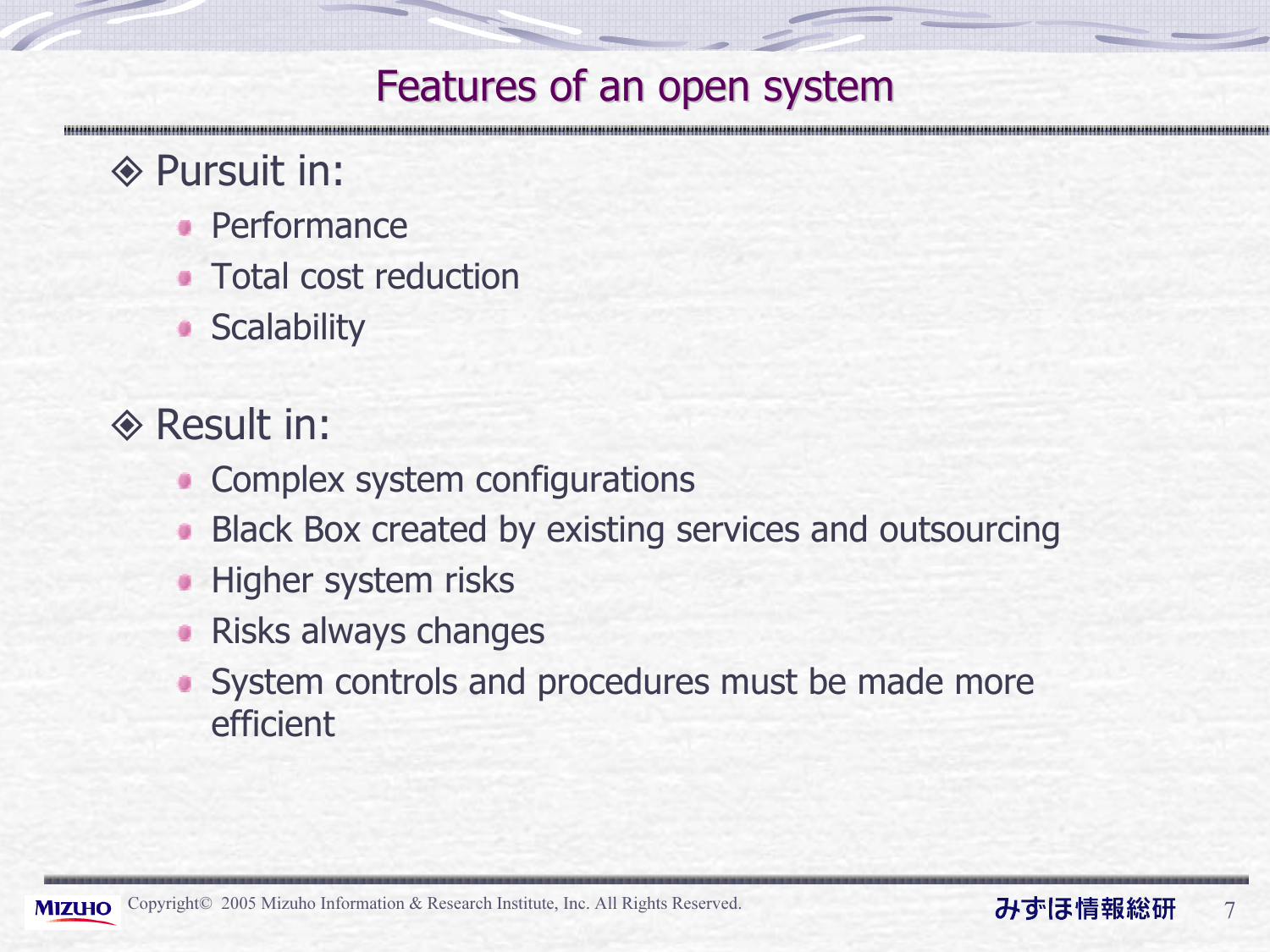# Features of an open system

◈ Pursuit in:

- Performance
- Total cost reduction
- Scalability

◈ Result in:

- Complex system configurations
- Black Box created by existing services and outsourcing
- Higher system risks
- Risks always changes
- System controls and procedures must be made more efficient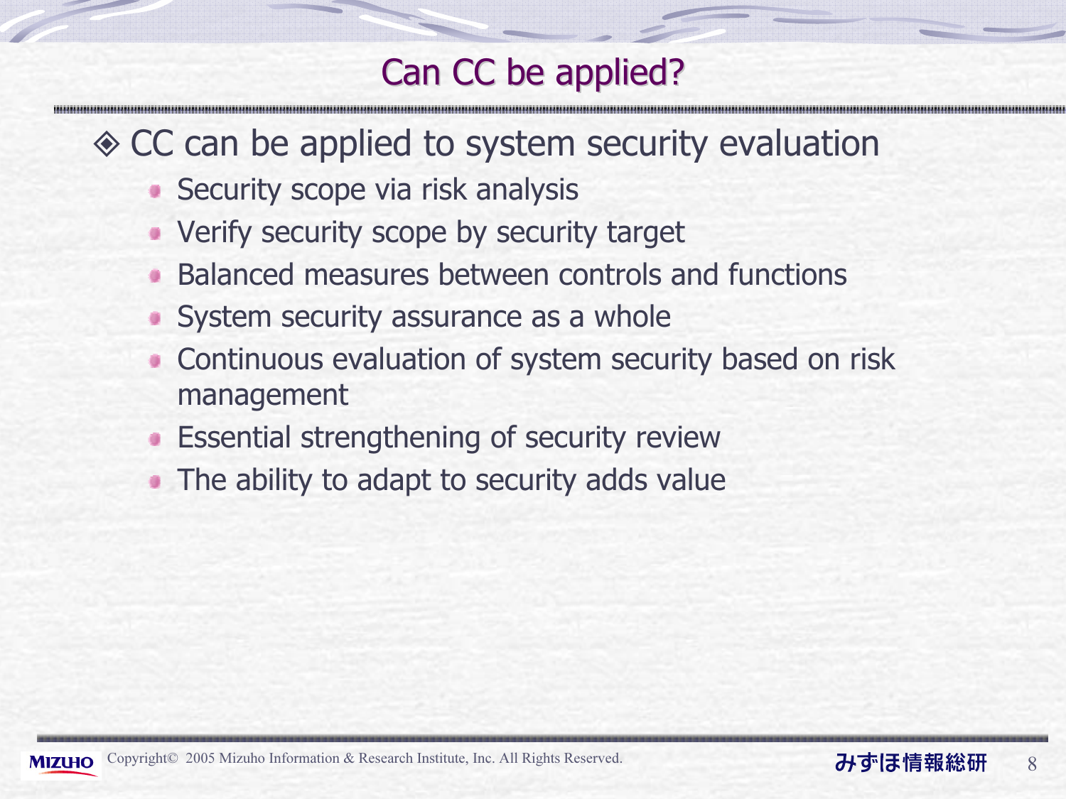# Can CC be applied?

- CC can be applied to system security evaluation
  - Security scope via risk analysis
  - Verify security scope by security target
  - Balanced measures between controls and functions
  - System security assurance as a whole
  - Continuous evaluation of system security based on risk management
  - Essential strengthening of security review
  - The ability to adapt to security adds value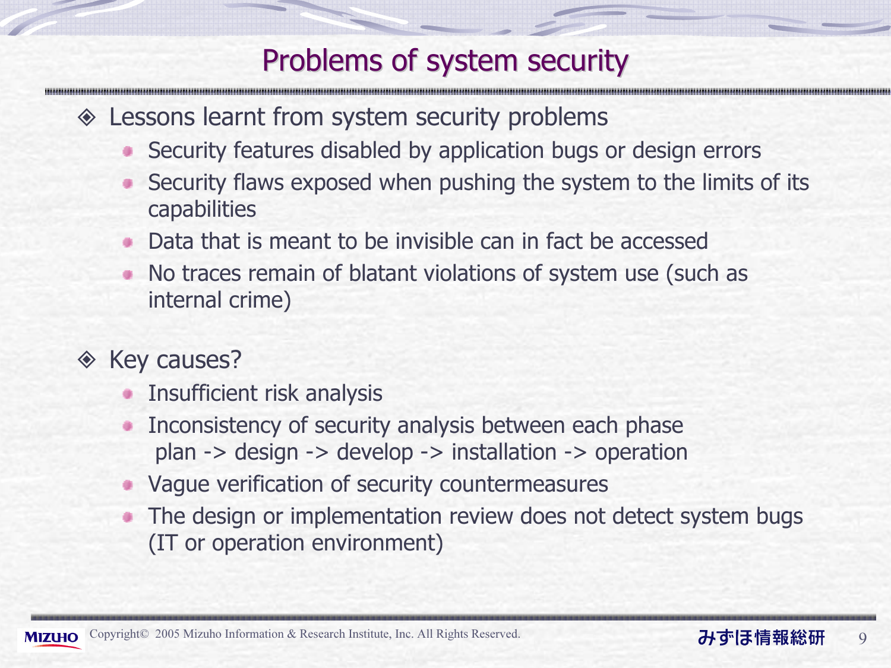# Problems of system security

- Lessons learnt from system security problems
  - Security features disabled by application bugs or design errors
  - Security flaws exposed when pushing the system to the limits of its capabilities
  - Data that is meant to be invisible can in fact be accessed
  - No traces remain of blatant violations of system use (such as internal crime)

- Key causes?
  - Insufficient risk analysis
  - Inconsistency of security analysis between each phase
    plan -> design -> develop -> installation -> operation
  - Vague verification of security countermeasures
  - The design or implementation review does not detect system bugs (IT or operation environment)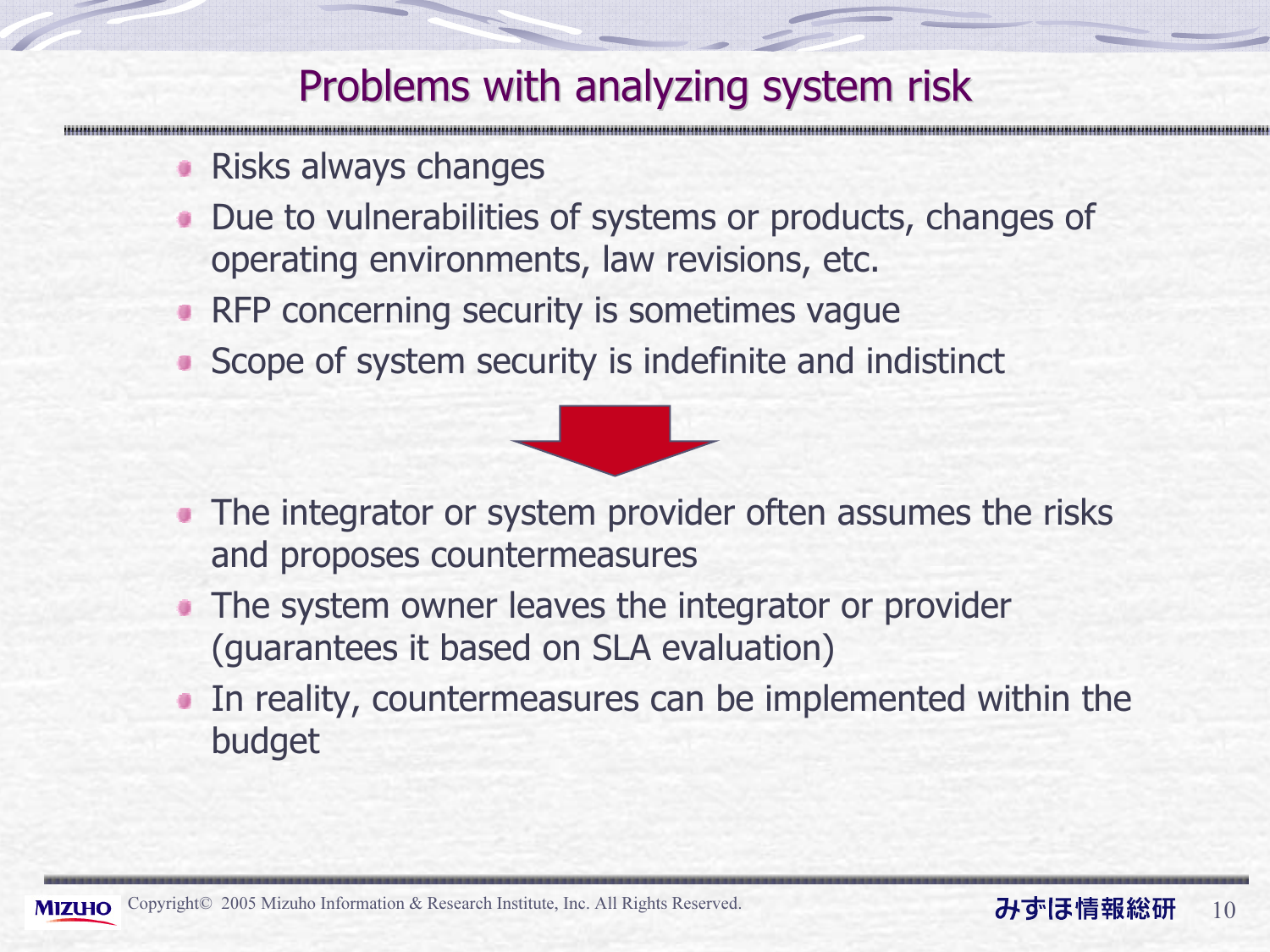# Problems with analyzing system risk

- Risks always changes
- Due to vulnerabilities of systems or products, changes of operating environments, law revisions, etc.
- RFP concerning security is sometimes vague
- Scope of system security is indefinite and indistinct

↓

- The integrator or system provider often assumes the risks and proposes countermeasures
- The system owner leaves the integrator or provider (guarantees it based on SLA evaluation)
- In reality, countermeasures can be implemented within the budget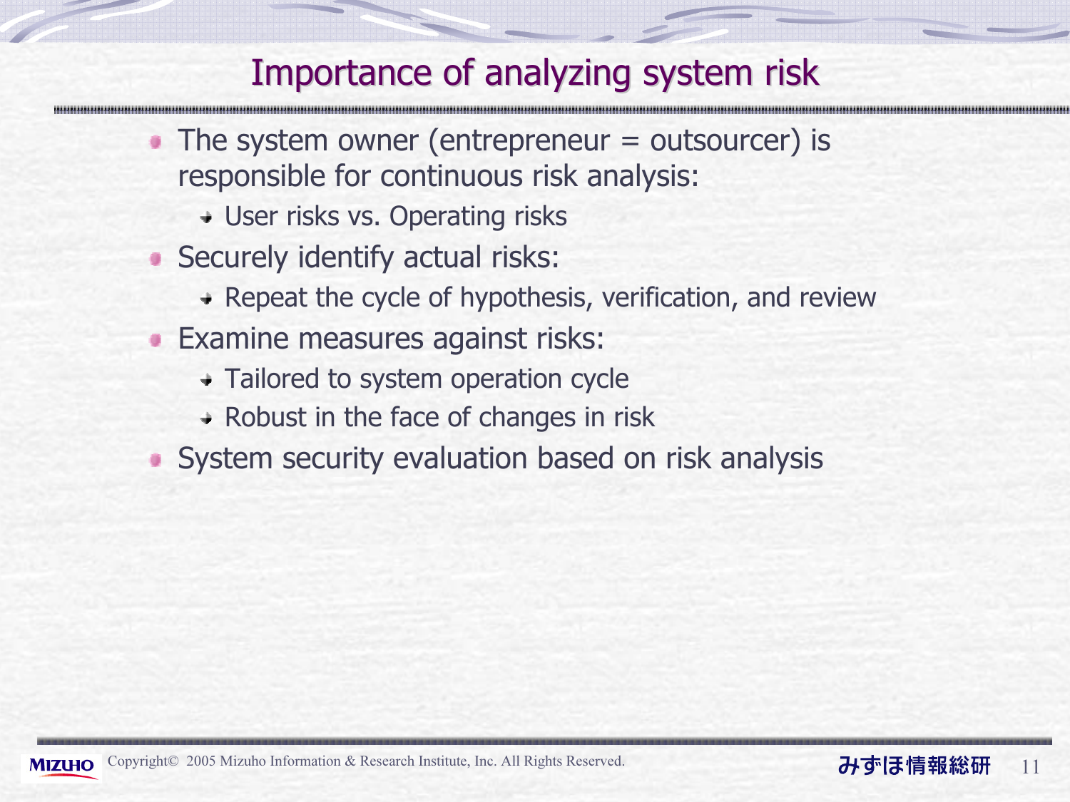# Importance of analyzing system risk

- The system owner (entrepreneur = outsourcer) is responsible for continuous risk analysis:
  - User risks vs. Operating risks
- Securely identify actual risks:
  - Repeat the cycle of hypothesis, verification, and review
- Examine measures against risks:
  - Tailored to system operation cycle
  - Robust in the face of changes in risk
- System security evaluation based on risk analysis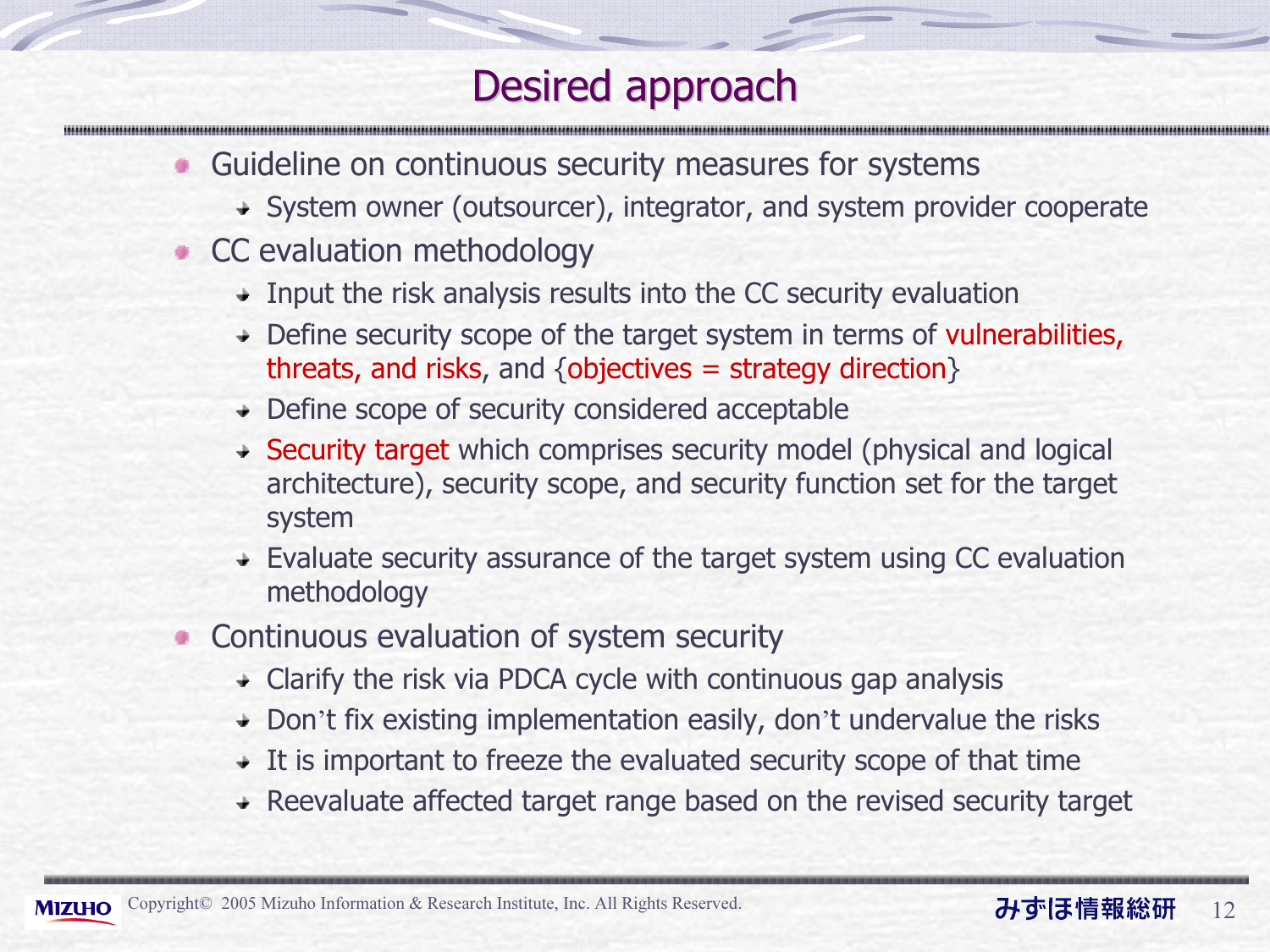# Desired approach

- Guideline on continuous security measures for systems
  - System owner (outsourcer), integrator, and system provider cooperate
- CC evaluation methodology
  - Input the risk analysis results into the CC security evaluation
  - Define security scope of the target system in terms of vulnerabilities, threats, and risks, and {objectives = strategy direction}
  - Define scope of security considered acceptable
  - Security target which comprises security model (physical and logical architecture), security scope, and security function set for the target system
  - Evaluate security assurance of the target system using CC evaluation methodology
- Continuous evaluation of system security
  - Clarify the risk via PDCA cycle with continuous gap analysis
  - Don't fix existing implementation easily, don't undervalue the risks
  - It is important to freeze the evaluated security scope of that time
  - Reevaluate affected target range based on the revised security target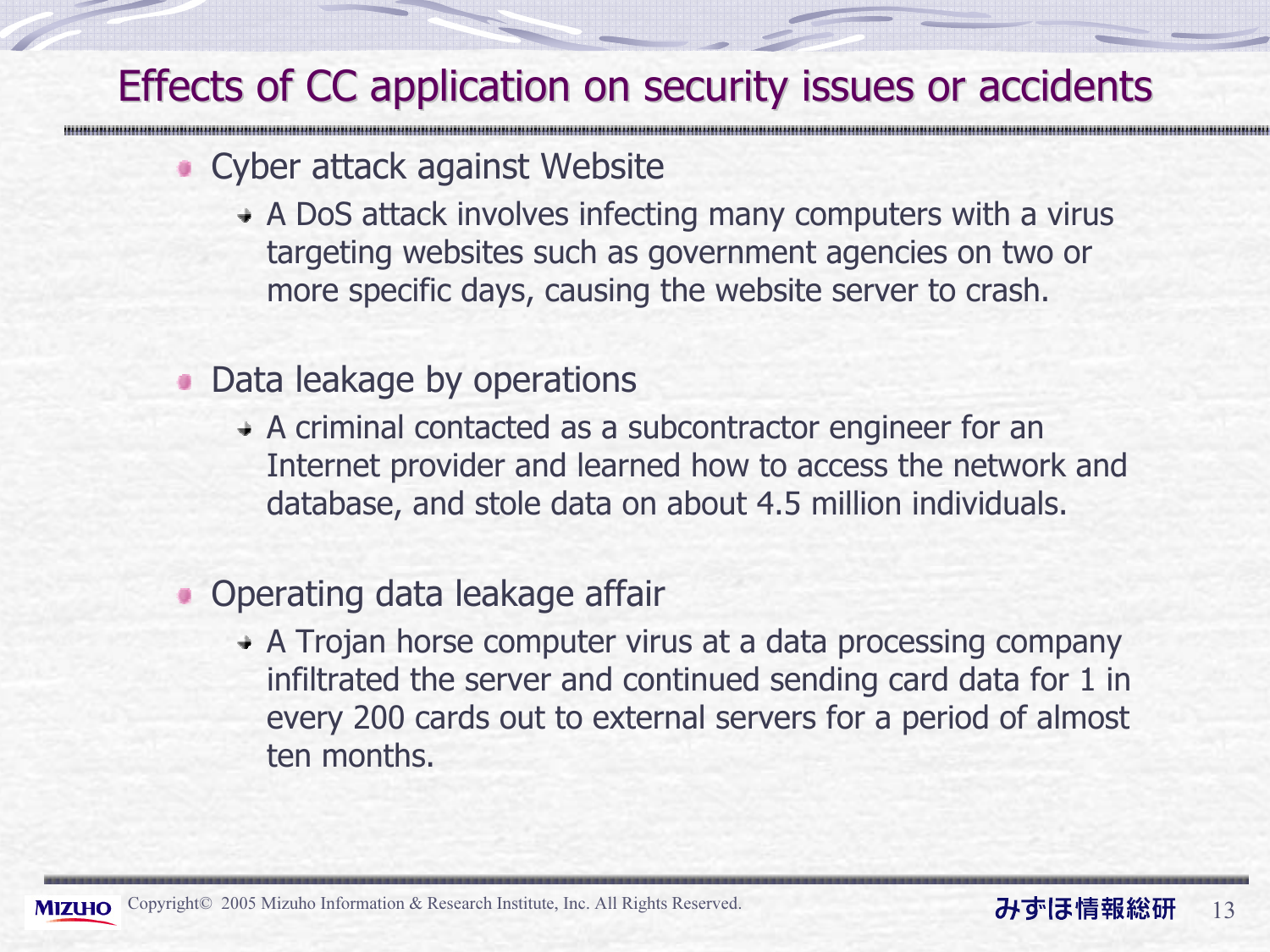# Effects of CC application on security issues or accidents

- Cyber attack against Website
  - A DoS attack involves infecting many computers with a virus targeting websites such as government agencies on two or more specific days, causing the website server to crash.

- Data leakage by operations
  - A criminal contacted as a subcontractor engineer for an Internet provider and learned how to access the network and database, and stole data on about 4.5 million individuals.

- Operating data leakage affair
  - A Trojan horse computer virus at a data processing company infiltrated the server and continued sending card data for 1 in every 200 cards out to external servers for a period of almost ten months.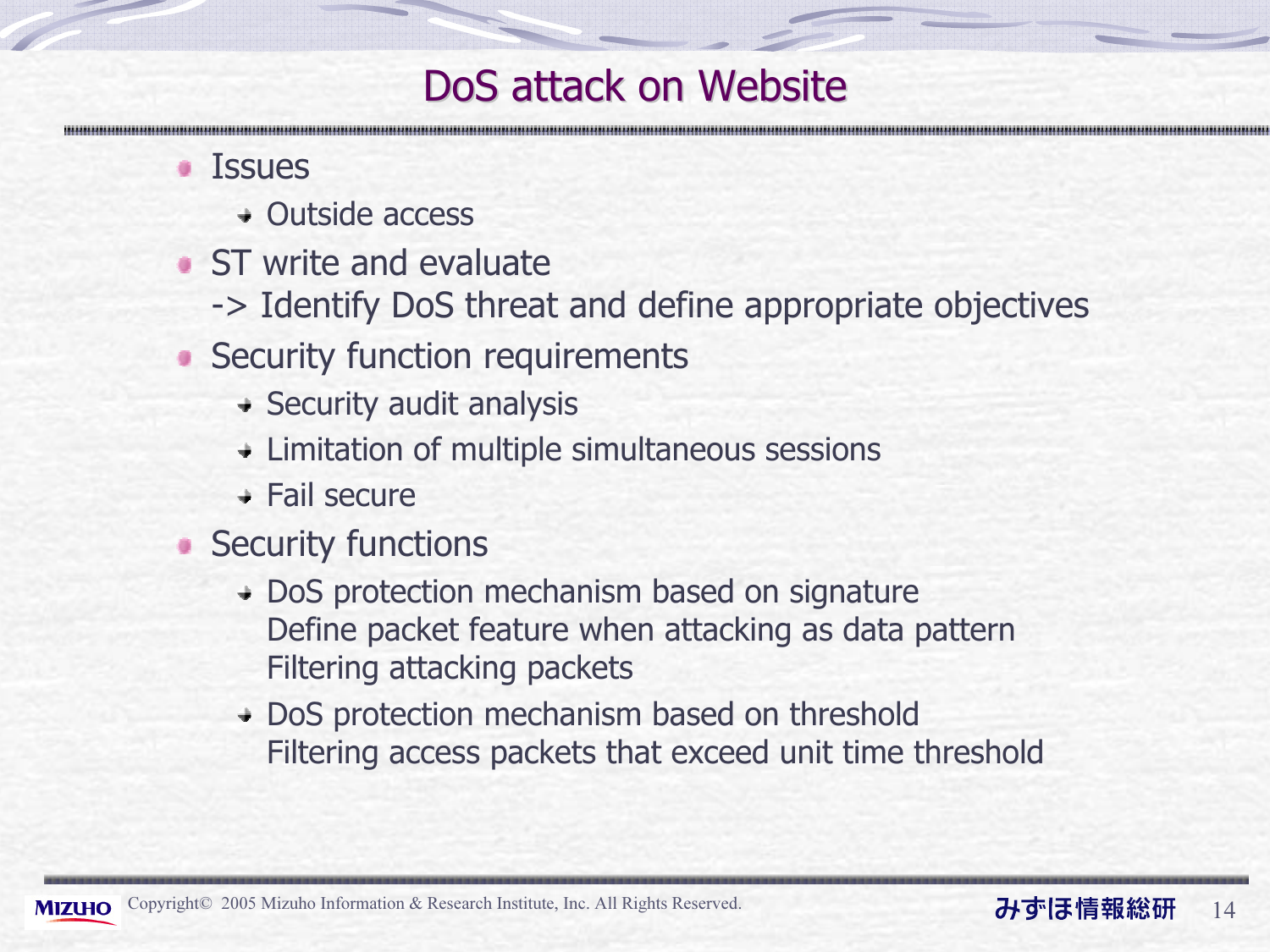# DoS attack on Website

- Issues
  - Outside access
- ST write and evaluate
  -> Identify DoS threat and define appropriate objectives
- Security function requirements
  - Security audit analysis
  - Limitation of multiple simultaneous sessions
  - Fail secure
- Security functions
  - DoS protection mechanism based on signature
    Define packet feature when attacking as data pattern
    Filtering attacking packets
  - DoS protection mechanism based on threshold
    Filtering access packets that exceed unit time threshold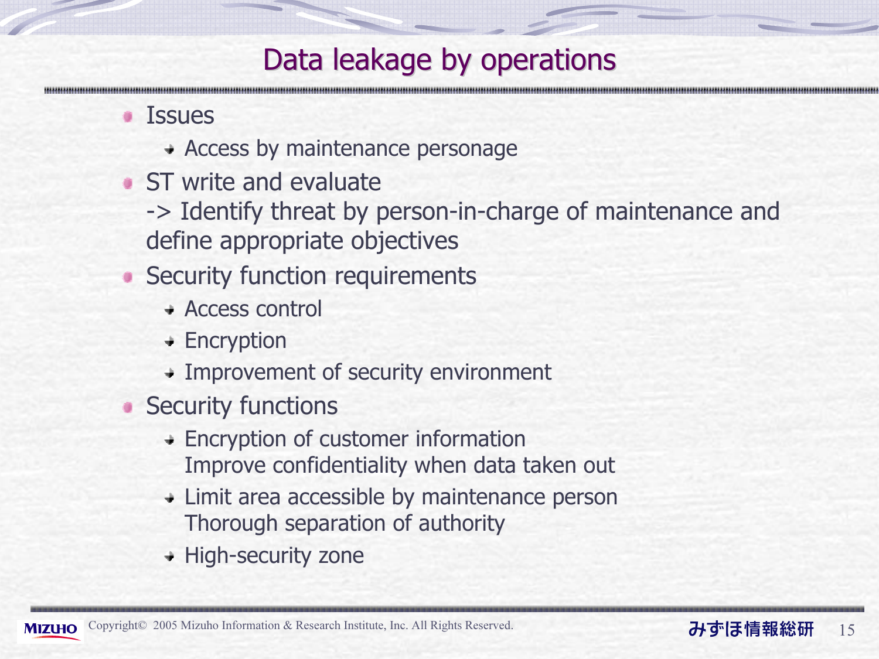# Data leakage by operations

- Issues
  - Access by maintenance personage
- ST write and evaluate
  -> Identify threat by person-in-charge of maintenance and define appropriate objectives
- Security function requirements
  - Access control
  - Encryption
  - Improvement of security environment
- Security functions
  - Encryption of customer information
    Improve confidentiality when data taken out
  - Limit area accessible by maintenance person
    Thorough separation of authority
  - High-security zone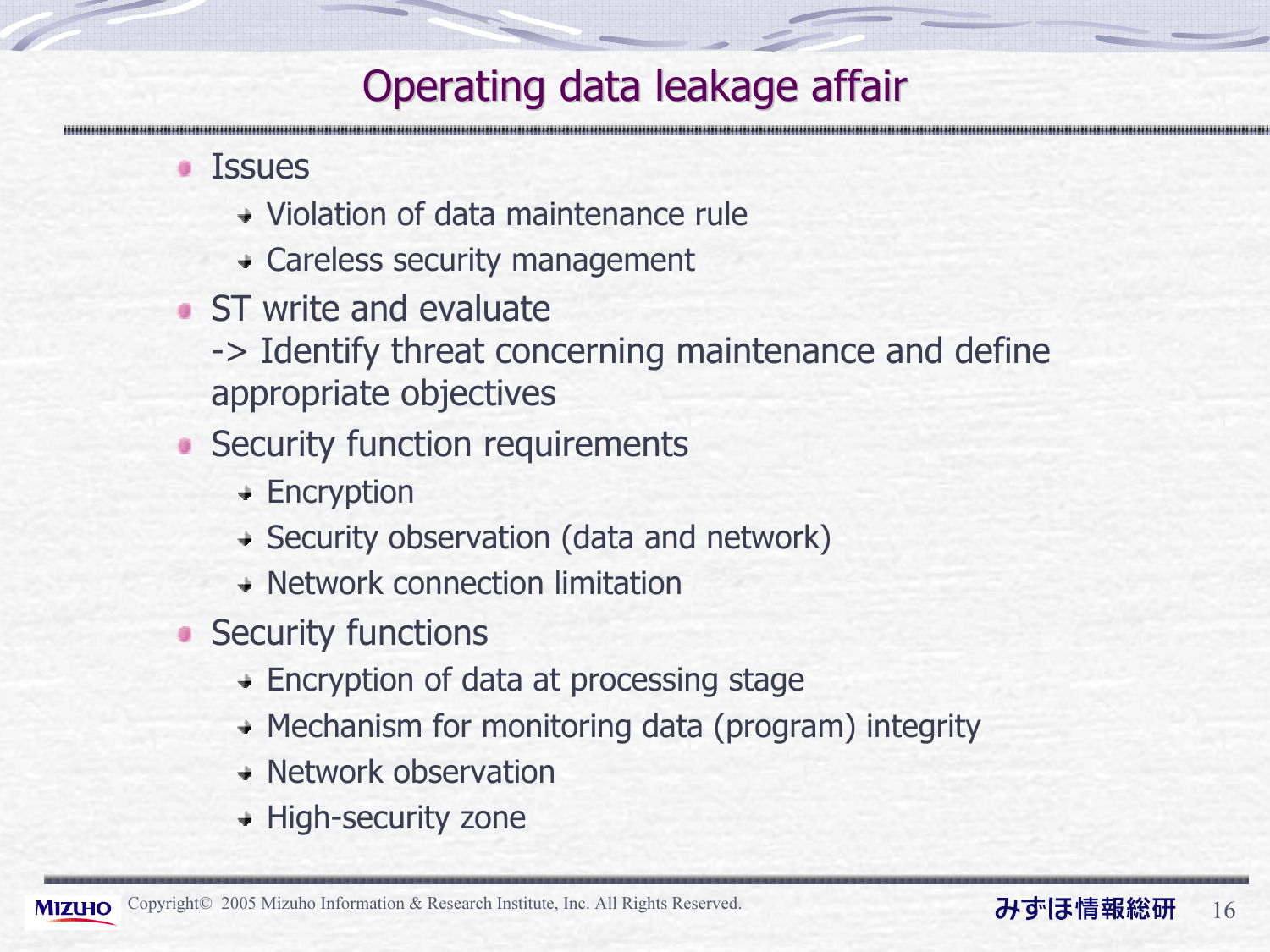# Operating data leakage affair

- Issues
  - Violation of data maintenance rule
  - Careless security management
- ST write and evaluate
  -> Identify threat concerning maintenance and define appropriate objectives
- Security function requirements
  - Encryption
  - Security observation (data and network)
  - Network connection limitation
- Security functions
  - Encryption of data at processing stage
  - Mechanism for monitoring data (program) integrity
  - Network observation
  - High-security zone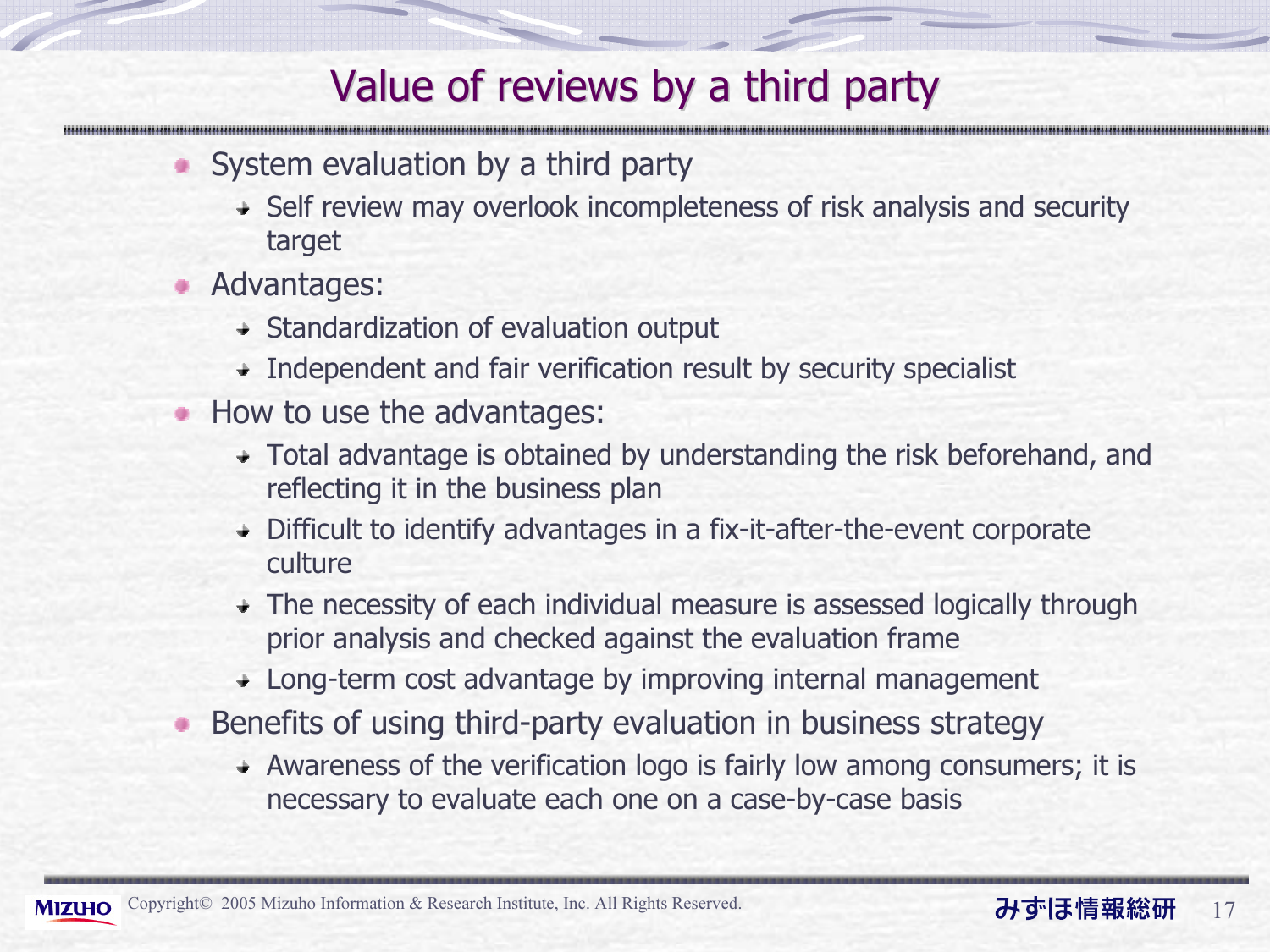# Value of reviews by a third party

- System evaluation by a third party
  - Self review may overlook incompleteness of risk analysis and security target
- Advantages:
  - Standardization of evaluation output
  - Independent and fair verification result by security specialist
- How to use the advantages:
  - Total advantage is obtained by understanding the risk beforehand, and reflecting it in the business plan
  - Difficult to identify advantages in a fix-it-after-the-event corporate culture
  - The necessity of each individual measure is assessed logically through prior analysis and checked against the evaluation frame
  - Long-term cost advantage by improving internal management
- Benefits of using third-party evaluation in business strategy
  - Awareness of the verification logo is fairly low among consumers; it is necessary to evaluate each one on a case-by-case basis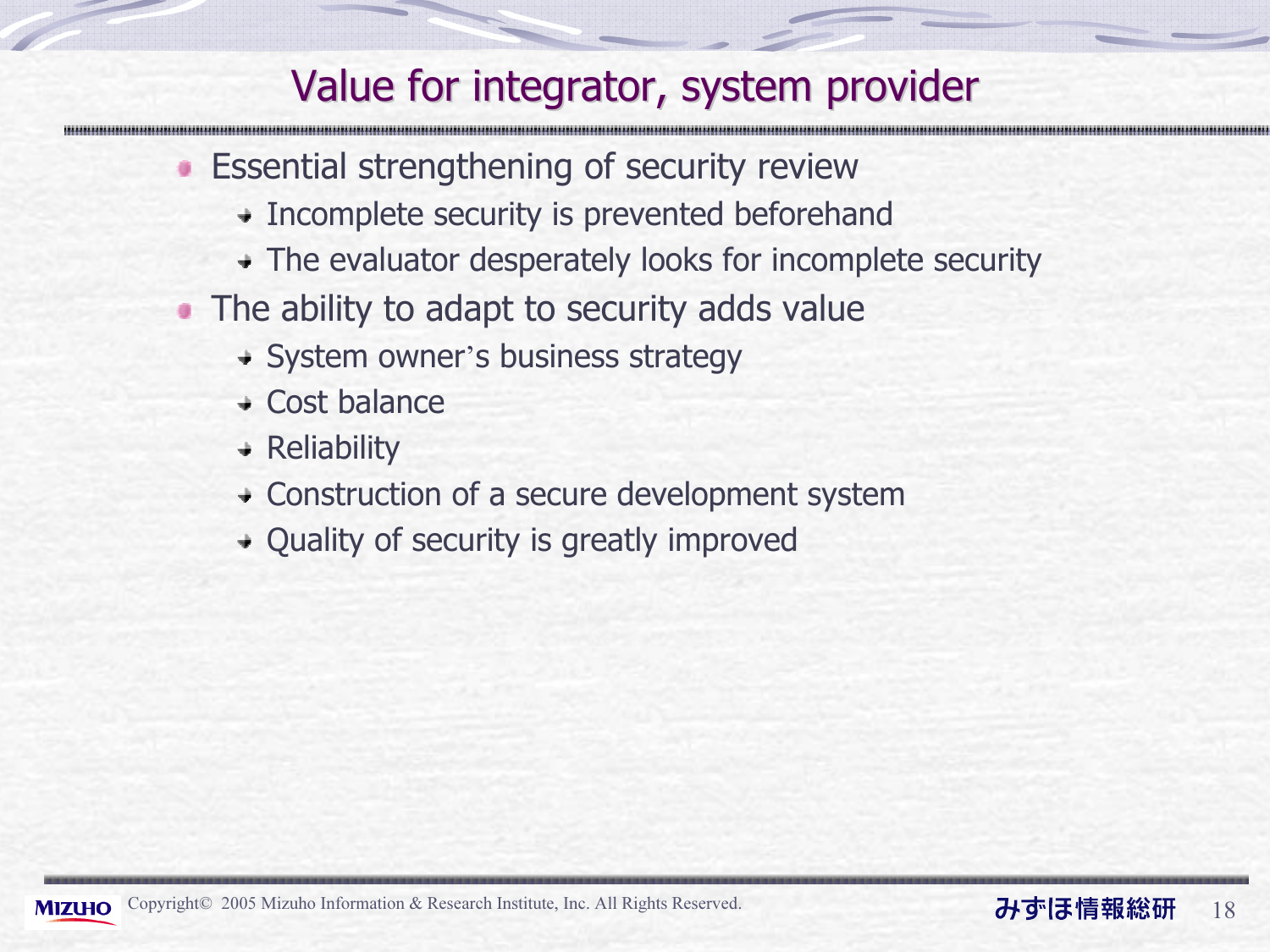# Value for integrator, system provider

- Essential strengthening of security review
  - Incomplete security is prevented beforehand
  - The evaluator desperately looks for incomplete security
- The ability to adapt to security adds value
  - System owner's business strategy
  - Cost balance
  - Reliability
  - Construction of a secure development system
  - Quality of security is greatly improved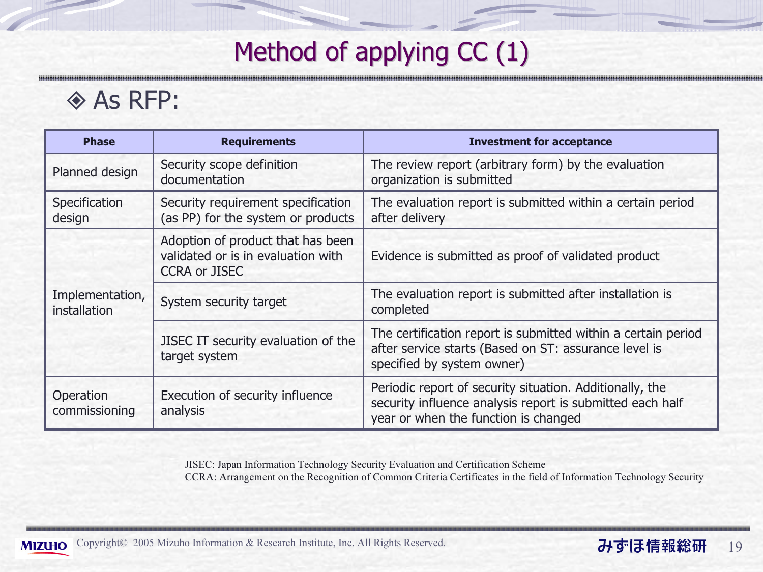# Method of applying CC (1)

## ◈ As RFP:

| Phase | Requirements | Investment for acceptance |
|---|---|---|
| Planned design | Security scope definition documentation | The review report (arbitrary form) by the evaluation organization is submitted |
| Specification design | Security requirement specification (as PP) for the system or products | The evaluation report is submitted within a certain period after delivery |
| Implementation, installation | Adoption of product that has been validated or is in evaluation with CCRA or JISEC | Evidence is submitted as proof of validated product |
| | System security target | The evaluation report is submitted after installation is completed |
| | JISEC IT security evaluation of the target system | The certification report is submitted within a certain period after service starts (Based on ST: assurance level is specified by system owner) |
| Operation commissioning | Execution of security influence analysis | Periodic report of security situation. Additionally, the security influence analysis report is submitted each half year or when the function is changed |

JISEC: Japan Information Technology Security Evaluation and Certification Scheme
CCRA: Arrangement on the Recognition of Common Criteria Certificates in the field of Information Technology Security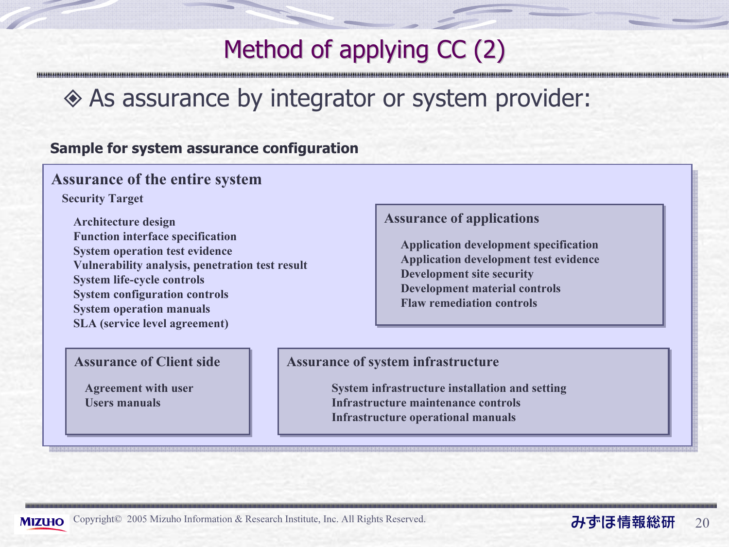# Method of applying CC (2)

◈ As assurance by integrator or system provider:

**Sample for system assurance configuration**

### Assurance of the entire system

**Security Target**

- Architecture design
- Function interface specification
- System operation test evidence
- Vulnerability analysis, penetration test result
- System life-cycle controls
- System configuration controls
- System operation manuals
- SLA (service level agreement)

### Assurance of applications

- Application development specification
- Application development test evidence
- Development site security
- Development material controls
- Flaw remediation controls

### Assurance of Client side

- Agreement with user
- Users manuals

### Assurance of system infrastructure

- System infrastructure installation and setting
- Infrastructure maintenance controls
- Infrastructure operational manuals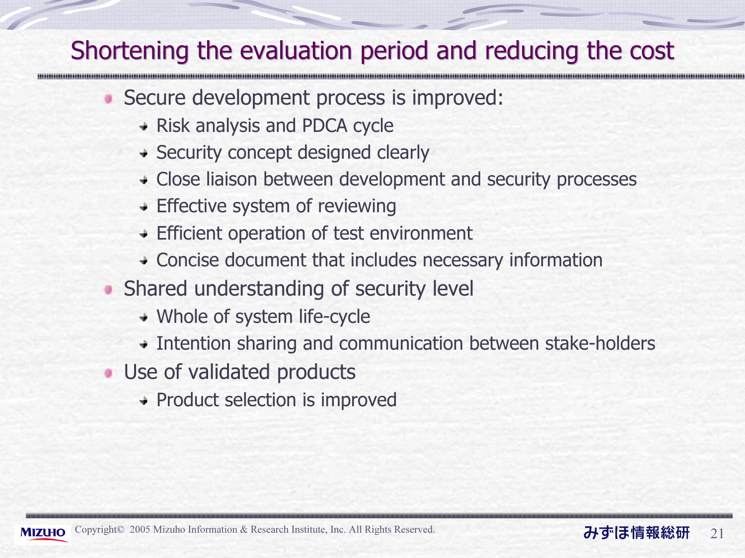# Shortening the evaluation period and reducing the cost

- Secure development process is improved:
  - Risk analysis and PDCA cycle
  - Security concept designed clearly
  - Close liaison between development and security processes
  - Effective system of reviewing
  - Efficient operation of test environment
  - Concise document that includes necessary information
- Shared understanding of security level
  - Whole of system life-cycle
  - Intention sharing and communication between stake-holders
- Use of validated products
  - Product selection is improved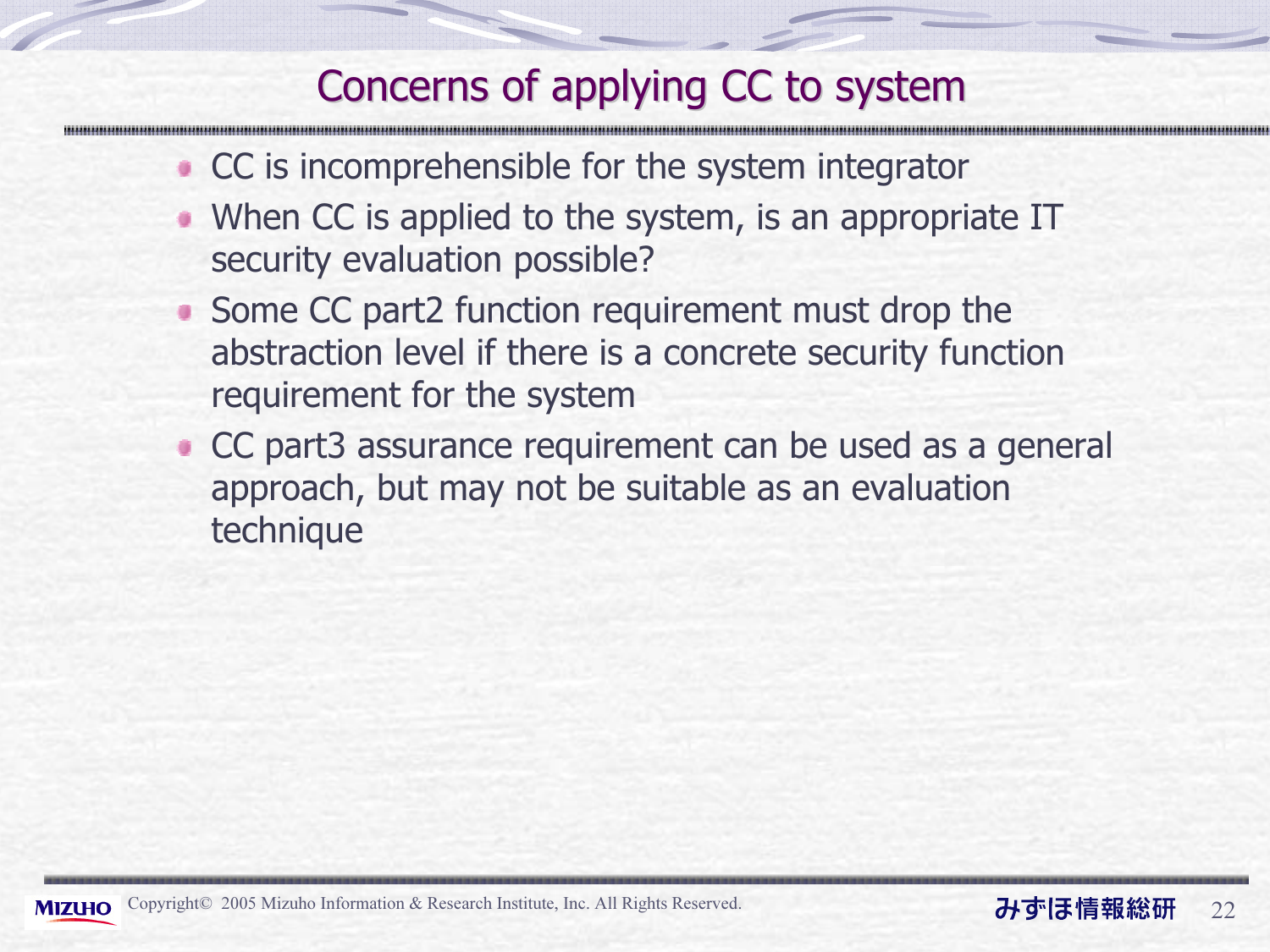# Concerns of applying CC to system

- CC is incomprehensible for the system integrator
- When CC is applied to the system, is an appropriate IT security evaluation possible?
- Some CC part2 function requirement must drop the abstraction level if there is a concrete security function requirement for the system
- CC part3 assurance requirement can be used as a general approach, but may not be suitable as an evaluation technique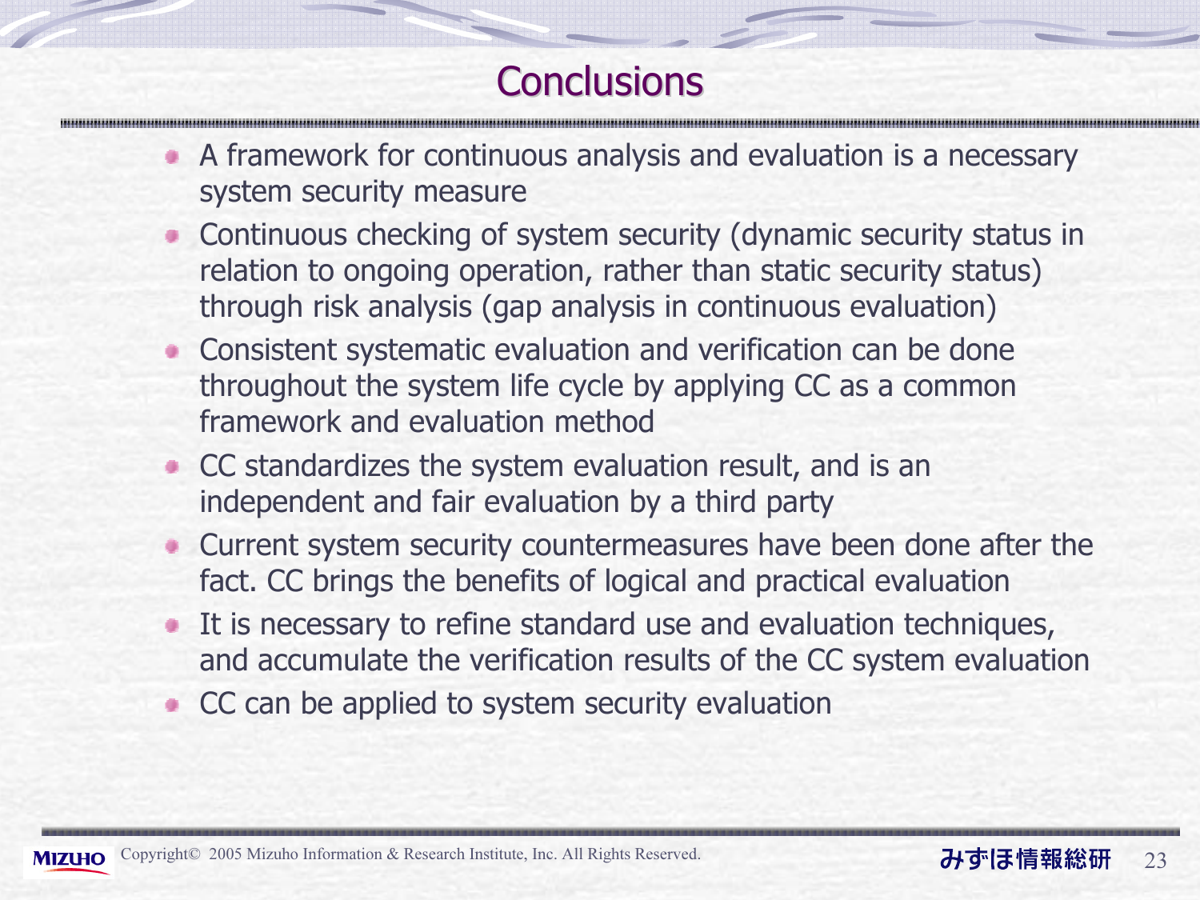# Conclusions

- A framework for continuous analysis and evaluation is a necessary system security measure
- Continuous checking of system security (dynamic security status in relation to ongoing operation, rather than static security status) through risk analysis (gap analysis in continuous evaluation)
- Consistent systematic evaluation and verification can be done throughout the system life cycle by applying CC as a common framework and evaluation method
- CC standardizes the system evaluation result, and is an independent and fair evaluation by a third party
- Current system security countermeasures have been done after the fact. CC brings the benefits of logical and practical evaluation
- It is necessary to refine standard use and evaluation techniques, and accumulate the verification results of the CC system evaluation
- CC can be applied to system security evaluation